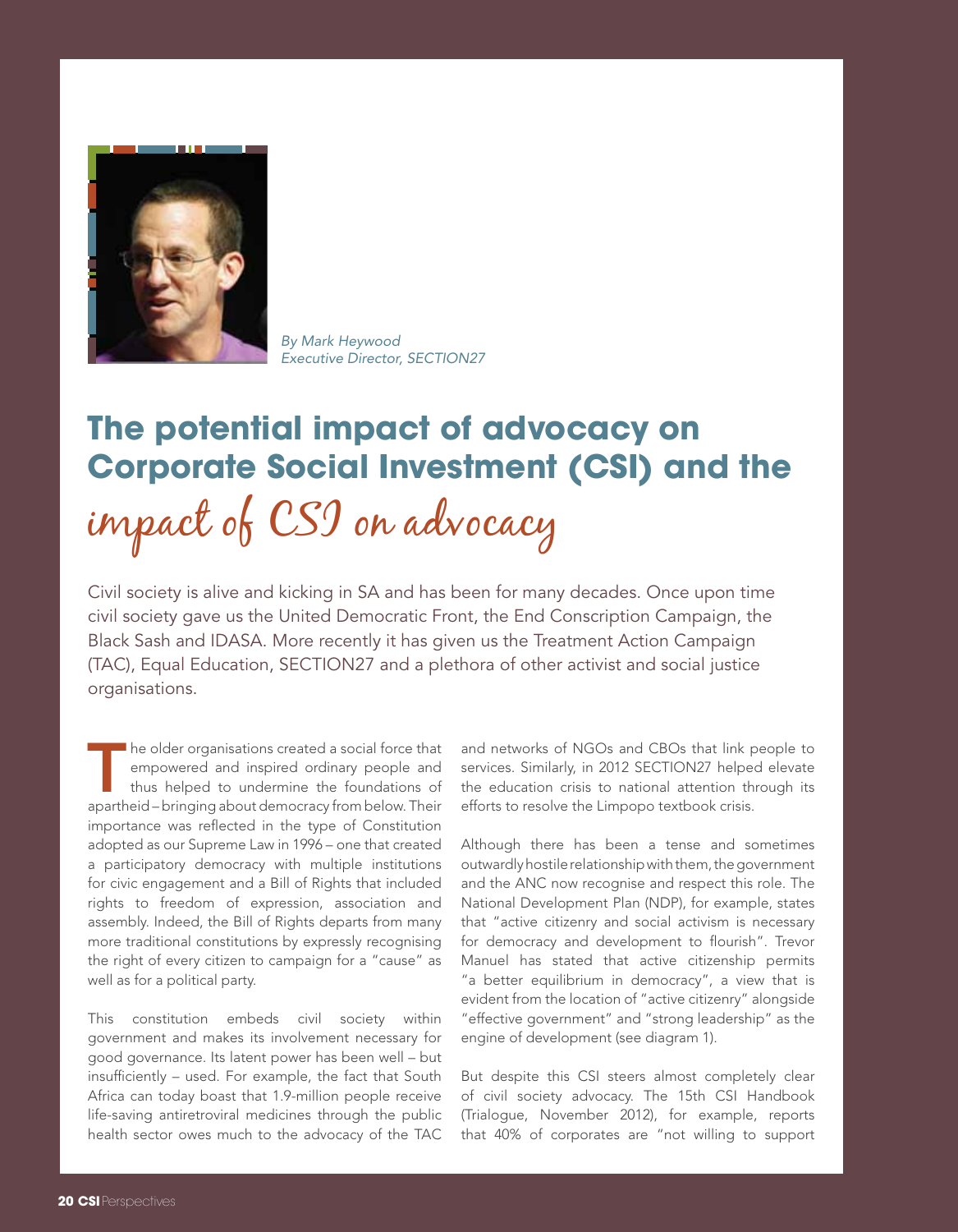*By Mark Heywood*
*Executive Director, SECTION27*

# The potential impact of advocacy on Corporate Social Investment (CSI) and the impact of CSI on advocacy

Civil society is alive and kicking in SA and has been for many decades. Once upon time civil society gave us the United Democratic Front, the End Conscription Campaign, the Black Sash and IDASA. More recently it has given us the Treatment Action Campaign (TAC), Equal Education, SECTION27 and a plethora of other activist and social justice organisations.

The older organisations created a social force that empowered and inspired ordinary people and thus helped to undermine the foundations of apartheid – bringing about democracy from below. Their importance was reflected in the type of Constitution adopted as our Supreme Law in 1996 – one that created a participatory democracy with multiple institutions for civic engagement and a Bill of Rights that included rights to freedom of expression, association and assembly. Indeed, the Bill of Rights departs from many more traditional constitutions by expressly recognising the right of every citizen to campaign for a "cause" as well as for a political party.

This constitution embeds civil society within government and makes its involvement necessary for good governance. Its latent power has been well – but insufficiently – used. For example, the fact that South Africa can today boast that 1.9-million people receive life-saving antiretroviral medicines through the public health sector owes much to the advocacy of the TAC and networks of NGOs and CBOs that link people to services. Similarly, in 2012 SECTION27 helped elevate the education crisis to national attention through its efforts to resolve the Limpopo textbook crisis.

Although there has been a tense and sometimes outwardly hostile relationship with them, the government and the ANC now recognise and respect this role. The National Development Plan (NDP), for example, states that "active citizenry and social activism is necessary for democracy and development to flourish". Trevor Manuel has stated that active citizenship permits "a better equilibrium in democracy", a view that is evident from the location of "active citizenry" alongside "effective government" and "strong leadership" as the engine of development (see diagram 1).

But despite this CSI steers almost completely clear of civil society advocacy. The 15th CSI Handbook (Trialogue, November 2012), for example, reports that 40% of corporates are "not willing to support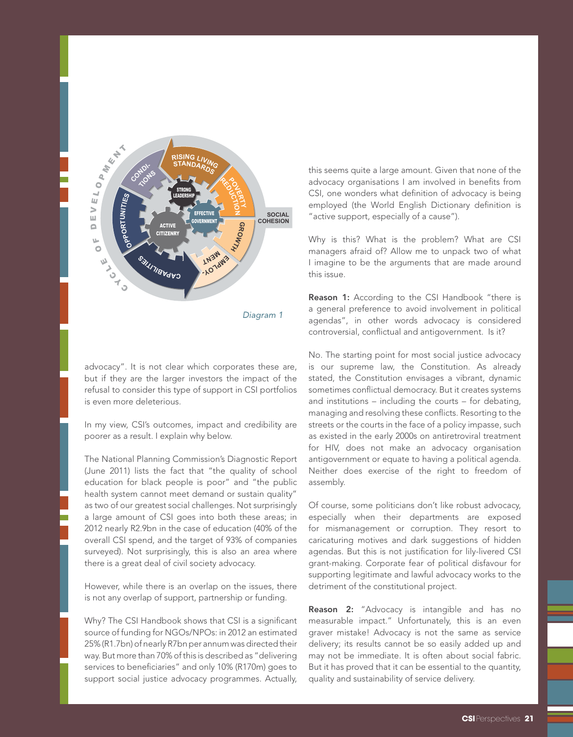*Diagram 1*

advocacy". It is not clear which corporates these are, but if they are the larger investors the impact of the refusal to consider this type of support in CSI portfolios is even more deleterious.

In my view, CSI's outcomes, impact and credibility are poorer as a result. I explain why below.

The National Planning Commission's Diagnostic Report (June 2011) lists the fact that "the quality of school education for black people is poor" and "the public health system cannot meet demand or sustain quality" as two of our greatest social challenges. Not surprisingly a large amount of CSI goes into both these areas; in 2012 nearly R2.9bn in the case of education (40% of the overall CSI spend, and the target of 93% of companies surveyed). Not surprisingly, this is also an area where there is a great deal of civil society advocacy.

However, while there is an overlap on the issues, there is not any overlap of support, partnership or funding.

Why? The CSI Handbook shows that CSI is a significant source of funding for NGOs/NPOs: in 2012 an estimated 25% (R1.7bn) of nearly R7bn per annum was directed their way. But more than 70% of this is described as "delivering services to beneficiaries" and only 10% (R170m) goes to support social justice advocacy programmes. Actually, this seems quite a large amount. Given that none of the advocacy organisations I am involved in benefits from CSI, one wonders what definition of advocacy is being employed (the World English Dictionary definition is "active support, especially of a cause").

Why is this? What is the problem? What are CSI managers afraid of? Allow me to unpack two of what I imagine to be the arguments that are made around this issue.

**Reason 1:** According to the CSI Handbook "there is a general preference to avoid involvement in political agendas", in other words advocacy is considered controversial, conflictual and antigovernment. Is it?

No. The starting point for most social justice advocacy is our supreme law, the Constitution. As already stated, the Constitution envisages a vibrant, dynamic sometimes conflictual democracy. But it creates systems and institutions – including the courts – for debating, managing and resolving these conflicts. Resorting to the streets or the courts in the face of a policy impasse, such as existed in the early 2000s on antiretroviral treatment for HIV, does not make an advocacy organisation antigovernment or equate to having a political agenda. Neither does exercise of the right to freedom of assembly.

Of course, some politicians don't like robust advocacy, especially when their departments are exposed for mismanagement or corruption. They resort to caricaturing motives and dark suggestions of hidden agendas. But this is not justification for lily-livered CSI grant-making. Corporate fear of political disfavour for supporting legitimate and lawful advocacy works to the detriment of the constitutional project.

**Reason 2:** "Advocacy is intangible and has no measurable impact." Unfortunately, this is an even graver mistake! Advocacy is not the same as service delivery; its results cannot be so easily added up and may not be immediate. It is often about social fabric. But it has proved that it can be essential to the quantity, quality and sustainability of service delivery.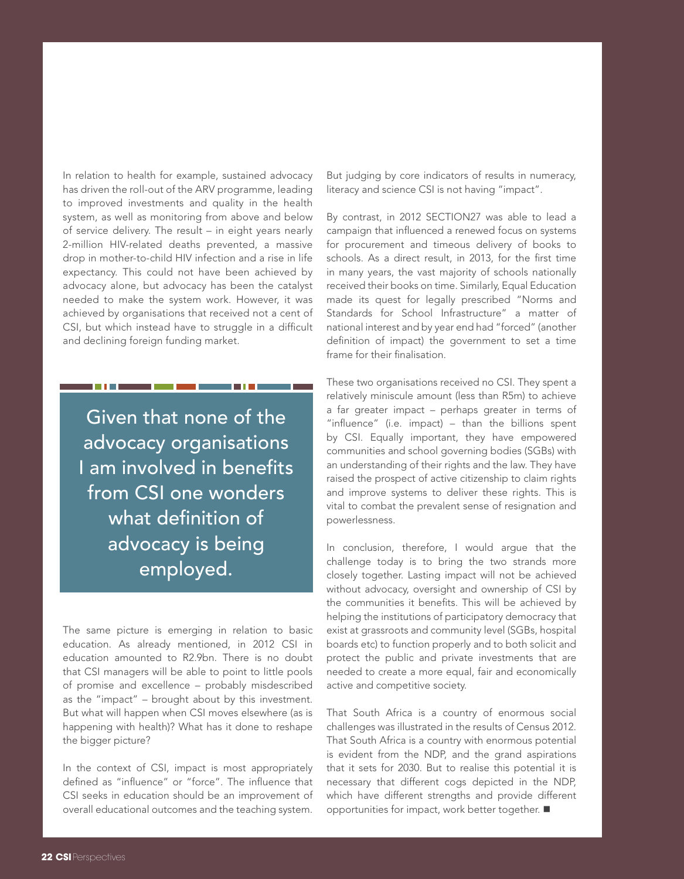In relation to health for example, sustained advocacy has driven the roll-out of the ARV programme, leading to improved investments and quality in the health system, as well as monitoring from above and below of service delivery. The result – in eight years nearly 2-million HIV-related deaths prevented, a massive drop in mother-to-child HIV infection and a rise in life expectancy. This could not have been achieved by advocacy alone, but advocacy has been the catalyst needed to make the system work. However, it was achieved by organisations that received not a cent of CSI, but which instead have to struggle in a difficult and declining foreign funding market.

> Given that none of the advocacy organisations I am involved in benefits from CSI one wonders what definition of advocacy is being employed.

The same picture is emerging in relation to basic education. As already mentioned, in 2012 CSI in education amounted to R2.9bn. There is no doubt that CSI managers will be able to point to little pools of promise and excellence – probably misdescribed as the "impact" – brought about by this investment. But what will happen when CSI moves elsewhere (as is happening with health)? What has it done to reshape the bigger picture?

In the context of CSI, impact is most appropriately defined as "influence" or "force". The influence that CSI seeks in education should be an improvement of overall educational outcomes and the teaching system. But judging by core indicators of results in numeracy, literacy and science CSI is not having "impact".

By contrast, in 2012 SECTION27 was able to lead a campaign that influenced a renewed focus on systems for procurement and timeous delivery of books to schools. As a direct result, in 2013, for the first time in many years, the vast majority of schools nationally received their books on time. Similarly, Equal Education made its quest for legally prescribed "Norms and Standards for School Infrastructure" a matter of national interest and by year end had "forced" (another definition of impact) the government to set a time frame for their finalisation.

These two organisations received no CSI. They spent a relatively miniscule amount (less than R5m) to achieve a far greater impact – perhaps greater in terms of "influence" (i.e. impact) – than the billions spent by CSI. Equally important, they have empowered communities and school governing bodies (SGBs) with an understanding of their rights and the law. They have raised the prospect of active citizenship to claim rights and improve systems to deliver these rights. This is vital to combat the prevalent sense of resignation and powerlessness.

In conclusion, therefore, I would argue that the challenge today is to bring the two strands more closely together. Lasting impact will not be achieved without advocacy, oversight and ownership of CSI by the communities it benefits. This will be achieved by helping the institutions of participatory democracy that exist at grassroots and community level (SGBs, hospital boards etc) to function properly and to both solicit and protect the public and private investments that are needed to create a more equal, fair and economically active and competitive society.

That South Africa is a country of enormous social challenges was illustrated in the results of Census 2012. That South Africa is a country with enormous potential is evident from the NDP, and the grand aspirations that it sets for 2030. But to realise this potential it is necessary that different cogs depicted in the NDP, which have different strengths and provide different opportunities for impact, work better together. ■